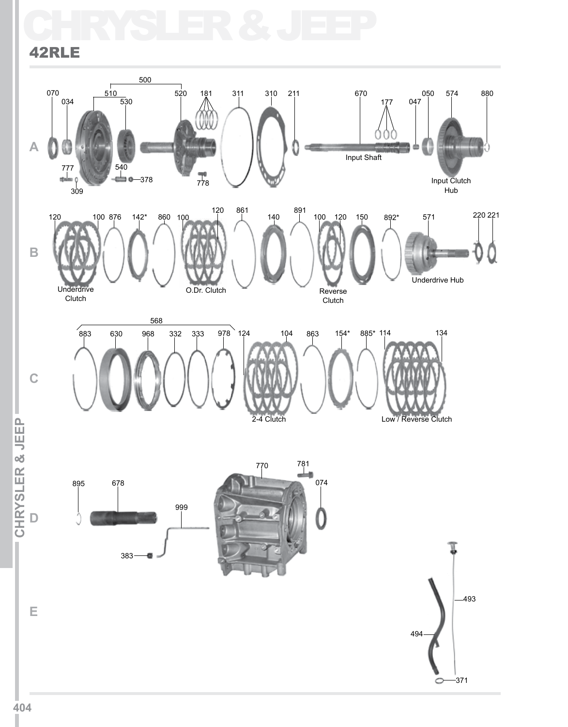# CHRYSLER & JEEP

## 42RLE

**A**

500, 510, 520, 070, 034, 530, 181, 311, 310, 211, 670, 177, 047, 050, 574, 880

777, 540, 378, 309, 778

Input Shaft

Input Clutch Hub

**B**

120, 100, 876, 142*, 860, 100, 120, 861, 140, 891, 100, 120, 150, 892*, 571, 220, 221

Underdrive Clutch

O.Dr. Clutch

Reverse Clutch

Underdrive Hub

**C**

568

883, 630, 968, 332, 333, 978, 124, 104, 863, 154*, 885*, 114, 134

2-4 Clutch

Low / Reverse Clutch

**D**

895, 678, 999, 383, 770, 781, 074

**E**

493, 494, 371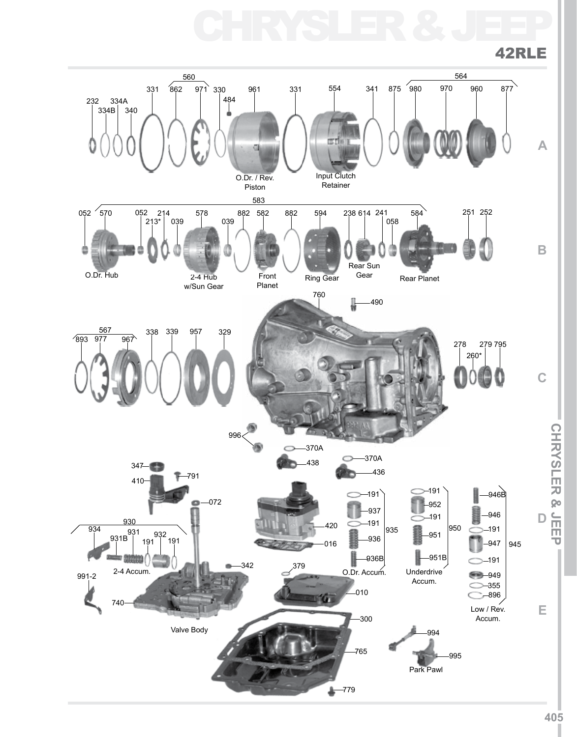# CHRYSLER & JEEP

## 42RLE

560

331 862 971 330 961 331 554 341 875 980 970 960 877

564

232 334A 334B 340 484

O.Dr. / Rev. Piston

Input Clutch Retainer

A

583

052 570 052 214 578 882 582 882 594 238 614 241 584 251 252

213* 039 039 058

O.Dr. Hub

2-4 Hub w/Sun Gear

Front Planet

Ring Gear

Rear Sun Gear

Rear Planet

B

760

490

567

893 977 967 338 339 957 329

278 279 795

260*

C

996

370A

438

370A

436

347

410

791

072

930

934 931 932

931B 191 191

2-4 Accum.

342

420

016

191

937

191

936

936B

O.Dr. Accum.

935

191

952

191

951

951B

Underdrive Accum.

950

946B

946

191

947

191

949

355

896

Low / Rev. Accum.

945

D

991-2

740

Valve Body

379

010

300

765

779

994

995

Park Pawl

E

CHRYSLER & JEEP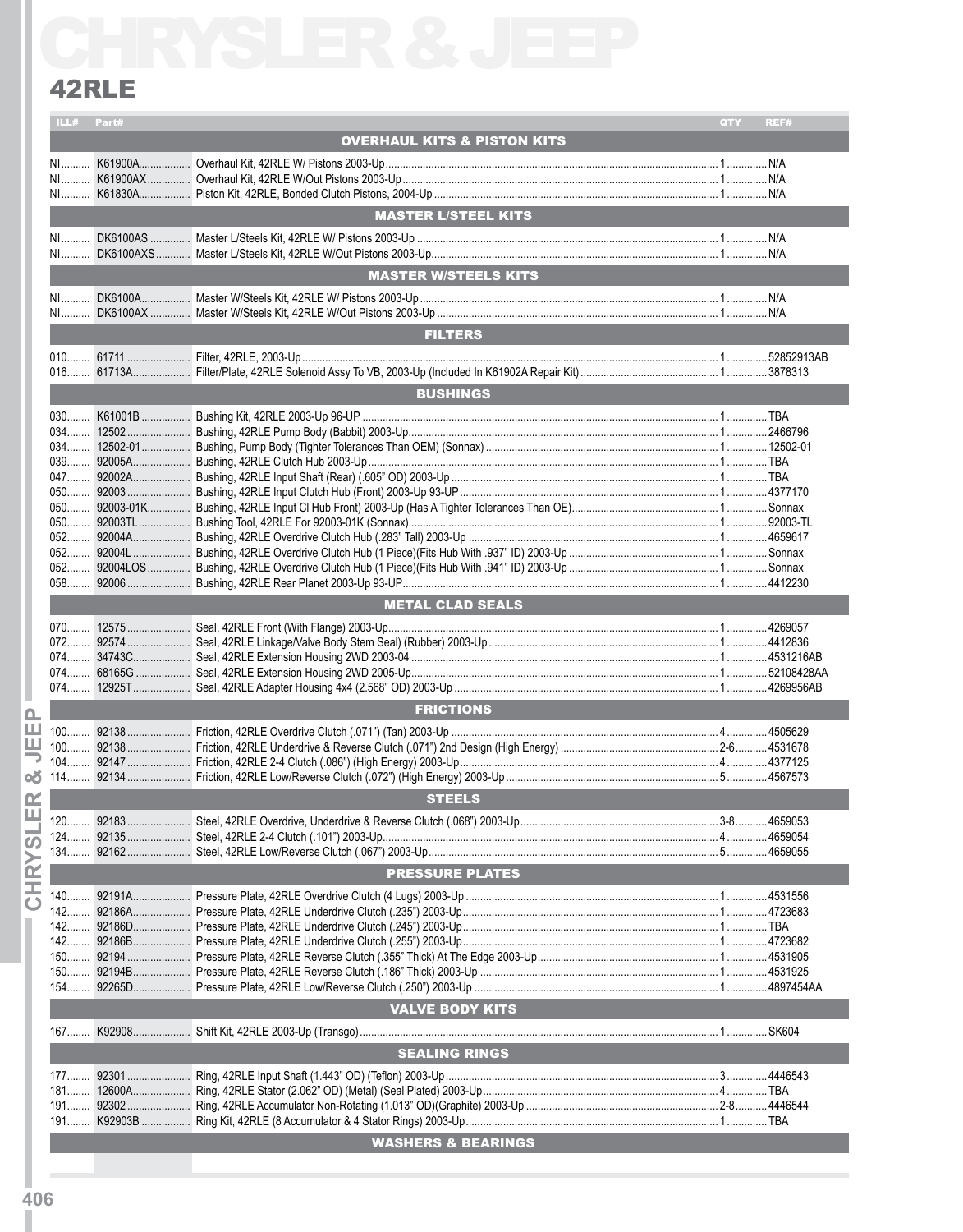# CHRYSLER & JEEP

## 42RLE

| ILL# | Part# | | QTY | REF# |
|---|---|---|---|---|
| | | **OVERHAUL KITS & PISTON KITS** | | |
| NI | K61900A | Overhaul Kit, 42RLE W/ Pistons 2003-Up | 1 | N/A |
| NI | K61900AX | Overhaul Kit, 42RLE W/Out Pistons 2003-Up | 1 | N/A |
| NI | K61830A | Piston Kit, 42RLE, Bonded Clutch Pistons, 2004-Up | 1 | N/A |
| | | **MASTER L/STEEL KITS** | | |
| NI | DK6100AS | Master L/Steels Kit, 42RLE W/ Pistons 2003-Up | 1 | N/A |
| NI | DK6100AXS | Master L/Steels Kit, 42RLE W/Out Pistons 2003-Up | 1 | N/A |
| | | **MASTER W/STEELS KITS** | | |
| NI | DK6100A | Master W/Steels Kit, 42RLE W/ Pistons 2003-Up | 1 | N/A |
| NI | DK6100AX | Master W/Steels Kit, 42RLE W/Out Pistons 2003-Up | 1 | N/A |
| | | **FILTERS** | | |
| 010 | 61711 | Filter, 42RLE, 2003-Up | 1 | 52852913AB |
| 016 | 61713A | Filter/Plate, 42RLE Solenoid Assy To VB, 2003-Up (Included In K61902A Repair Kit) | 1 | 3878313 |
| | | **BUSHINGS** | | |
| 030 | K61001B | Bushing Kit, 42RLE 2003-Up 96-UP | 1 | TBA |
| 034 | 12502 | Bushing, 42RLE Pump Body (Babbit) 2003-Up | 1 | 2466796 |
| 034 | 12502-01 | Bushing, Pump Body (Tighter Tolerances Than OEM) (Sonnax) | 1 | 12502-01 |
| 039 | 92005A | Bushing, 42RLE Clutch Hub 2003-Up | 1 | TBA |
| 047 | 92002A | Bushing, 42RLE Input Shaft (Rear) (.605" OD) 2003-Up | 1 | TBA |
| 050 | 92003 | Bushing, 42RLE Input Clutch Hub (Front) 2003-Up 93-UP | 1 | 4377170 |
| 050 | 92003-01K | Bushing, 42RLE Input Cl Hub Front) 2003-Up (Has A Tighter Tolerances Than OE) | 1 | Sonnax |
| 050 | 92003TL | Bushing Tool, 42RLE For 92003-01K (Sonnax) | 1 | 92003-TL |
| 052 | 92004A | Bushing, 42RLE Overdrive Clutch Hub (.283" Tall) 2003-Up | 1 | 4659617 |
| 052 | 92004L | Bushing, 42RLE Overdrive Clutch Hub (1 Piece)(Fits Hub With .937" ID) 2003-Up | 1 | Sonnax |
| 052 | 92004LOS | Bushing, 42RLE Overdrive Clutch Hub (1 Piece)(Fits Hub With .941" ID) 2003-Up | 1 | Sonnax |
| 058 | 92006 | Bushing, 42RLE Rear Planet 2003-Up 93-UP | 1 | 4412230 |
| | | **METAL CLAD SEALS** | | |
| 070 | 12575 | Seal, 42RLE Front (With Flange) 2003-Up | 1 | 4269057 |
| 072 | 92574 | Seal, 42RLE Linkage/Valve Body Stem Seal) (Rubber) 2003-Up | 1 | 4412836 |
| 074 | 34743C | Seal, 42RLE Extension Housing 2WD 2003-04 | 1 | 4531216AB |
| 074 | 68165G | Seal, 42RLE Extension Housing 2WD 2005-Up | 1 | 52108428AA |
| 074 | 12925T | Seal, 42RLE Adapter Housing 4x4 (2.568" OD) 2003-Up | 1 | 4269956AB |
| | | **FRICTIONS** | | |
| 100 | 92138 | Friction, 42RLE Overdrive Clutch (.071") (Tan) 2003-Up | 4 | 4505629 |
| 100 | 92138 | Friction, 42RLE Underdrive & Reverse Clutch (.071") 2nd Design (High Energy) | 2-6 | 4531678 |
| 104 | 92147 | Friction, 42RLE 2-4 Clutch (.086") (High Energy) 2003-Up | 4 | 4377125 |
| 114 | 92134 | Friction, 42RLE Low/Reverse Clutch (.072") (High Energy) 2003-Up | 5 | 4567573 |
| | | **STEELS** | | |
| 120 | 92183 | Steel, 42RLE Overdrive, Underdrive & Reverse Clutch (.068") 2003-Up | 3-8 | 4659053 |
| 124 | 92135 | Steel, 42RLE 2-4 Clutch (.101") 2003-Up | 4 | 4659054 |
| 134 | 92162 | Steel, 42RLE Low/Reverse Clutch (.067") 2003-Up | 5 | 4659055 |
| | | **PRESSURE PLATES** | | |
| 140 | 92191A | Pressure Plate, 42RLE Overdrive Clutch (4 Lugs) 2003-Up | 1 | 4531556 |
| 142 | 92186A | Pressure Plate, 42RLE Underdrive Clutch (.235") 2003-Up | 1 | 4723683 |
| 142 | 92186D | Pressure Plate, 42RLE Underdrive Clutch (.245") 2003-Up | 1 | TBA |
| 142 | 92186B | Pressure Plate, 42RLE Underdrive Clutch (.255") 2003-Up | 1 | 4723682 |
| 150 | 92194 | Pressure Plate, 42RLE Reverse Clutch (.355" Thick) At The Edge 2003-Up | 1 | 4531905 |
| 150 | 92194B | Pressure Plate, 42RLE Reverse Clutch (.186" Thick) 2003-Up | 1 | 4531925 |
| 154 | 92265D | Pressure Plate, 42RLE Low/Reverse Clutch (.250") 2003-Up | 1 | 4897454AA |
| | | **VALVE BODY KITS** | | |
| 167 | K92908 | Shift Kit, 42RLE 2003-Up (Transgo) | 1 | SK604 |
| | | **SEALING RINGS** | | |
| 177 | 92301 | Ring, 42RLE Input Shaft (1.443" OD) (Teflon) 2003-Up | 3 | 4446543 |
| 181 | 12600A | Ring, 42RLE Stator (2.062" OD) (Metal) (Seal Plated) 2003-Up | 4 | TBA |
| 191 | 92302 | Ring, 42RLE Accumulator Non-Rotating (1.013" OD)(Graphite) 2003-Up | 2-8 | 4446544 |
| 191 | K92903B | Ring Kit, 42RLE (8 Accumulator & 4 Stator Rings) 2003-Up | 1 | TBA |
| | | **WASHERS & BEARINGS** | | |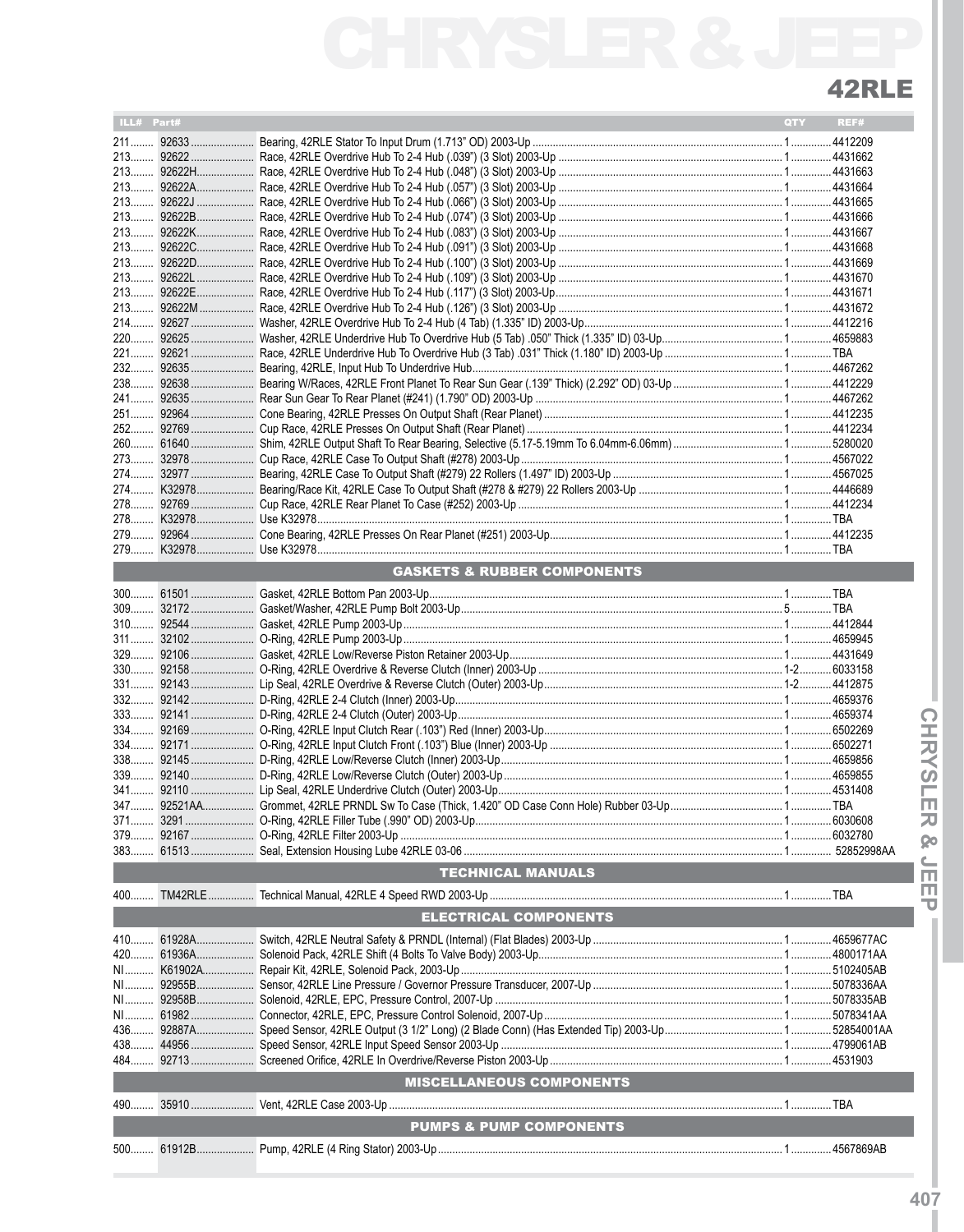# 42RLE

| ILL# | Part# | | QTY | REF# |
|---|---|---|---|---|
| 211 | 92633 | Bearing, 42RLE Stator To Input Drum (1.713" OD) 2003-Up | 1 | 4412209 |
| 213 | 92622 | Race, 42RLE Overdrive Hub To 2-4 Hub (.039") (3 Slot) 2003-Up | 1 | 4431662 |
| 213 | 92622H | Race, 42RLE Overdrive Hub To 2-4 Hub (.048") (3 Slot) 2003-Up | 1 | 4431663 |
| 213 | 92622A | Race, 42RLE Overdrive Hub To 2-4 Hub (.057") (3 Slot) 2003-Up | 1 | 4431664 |
| 213 | 92622J | Race, 42RLE Overdrive Hub To 2-4 Hub (.066") (3 Slot) 2003-Up | 1 | 4431665 |
| 213 | 92622B | Race, 42RLE Overdrive Hub To 2-4 Hub (.074") (3 Slot) 2003-Up | 1 | 4431666 |
| 213 | 92622K | Race, 42RLE Overdrive Hub To 2-4 Hub (.083") (3 Slot) 2003-Up | 1 | 4431667 |
| 213 | 92622C | Race, 42RLE Overdrive Hub To 2-4 Hub (.091") (3 Slot) 2003-Up | 1 | 4431668 |
| 213 | 92622D | Race, 42RLE Overdrive Hub To 2-4 Hub (.100") (3 Slot) 2003-Up | 1 | 4431669 |
| 213 | 92622L | Race, 42RLE Overdrive Hub To 2-4 Hub (.109") (3 Slot) 2003-Up | 1 | 4431670 |
| 213 | 92622E | Race, 42RLE Overdrive Hub To 2-4 Hub (.117") (3 Slot) 2003-Up | 1 | 4431671 |
| 213 | 92622M | Race, 42RLE Overdrive Hub To 2-4 Hub (.126") (3 Slot) 2003-Up | 1 | 4431672 |
| 214 | 92627 | Washer, 42RLE Overdrive Hub To 2-4 Hub (4 Tab) (1.335" ID) 2003-Up | 1 | 4412216 |
| 220 | 92625 | Washer, 42RLE Underdrive Hub To Overdrive Hub (5 Tab) .050" Thick (1.335" ID) 03-Up | 1 | 4659883 |
| 221 | 92621 | Race, 42RLE Underdrive Hub To Overdrive Hub (3 Tab) .031" Thick (1.180" ID) 2003-Up | 1 | TBA |
| 232 | 92635 | Bearing, 42RLE, Input Hub To Underdrive Hub | 1 | 4467262 |
| 238 | 92638 | Bearing W/Races, 42RLE Front Planet To Rear Sun Gear (.139" Thick) (2.292" OD) 03-Up | 1 | 4412229 |
| 241 | 92635 | Rear Sun Gear To Rear Planet (#241) (1.790" OD) 2003-Up | 1 | 4467262 |
| 251 | 92964 | Cone Bearing, 42RLE Presses On Output Shaft (Rear Planet) | 1 | 4412235 |
| 252 | 92769 | Cup Race, 42RLE Presses On Output Shaft (Rear Planet) | 1 | 4412234 |
| 260 | 61640 | Shim, 42RLE Output Shaft To Rear Bearing, Selective (5.17-5.19mm To 6.04mm-6.06mm) | 1 | 5280020 |
| 273 | 32978 | Cup Race, 42RLE Case To Output Shaft (#278) 2003-Up | 1 | 4567022 |
| 274 | 32977 | Bearing, 42RLE Case To Output Shaft (#279) 22 Rollers (1.497" ID) 2003-Up | 1 | 4567025 |
| 274 | K32978 | Bearing/Race Kit, 42RLE Case To Output Shaft (#278 & #279) 22 Rollers 2003-Up | 1 | 4446689 |
| 278 | 92769 | Cup Race, 42RLE Rear Planet To Case (#252) 2003-Up | 1 | 4412234 |
| 278 | K32978 | Use K32978 | 1 | TBA |
| 279 | 92964 | Cone Bearing, 42RLE Presses On Rear Planet (#251) 2003-Up | 1 | 4412235 |
| 279 | K32978 | Use K32978 | 1 | TBA |
| | | **GASKETS & RUBBER COMPONENTS** | | |
| 300 | 61501 | Gasket, 42RLE Bottom Pan 2003-Up | 1 | TBA |
| 309 | 32172 | Gasket/Washer, 42RLE Pump Bolt 2003-Up | 5 | TBA |
| 310 | 92544 | Gasket, 42RLE Pump 2003-Up | 1 | 4412844 |
| 311 | 32102 | O-Ring, 42RLE Pump 2003-Up | 1 | 4659945 |
| 329 | 92106 | Gasket, 42RLE Low/Reverse Piston Retainer 2003-Up | 1 | 4431649 |
| 330 | 92158 | O-Ring, 42RLE Overdrive & Reverse Clutch (Inner) 2003-Up | 1-2 | 6033158 |
| 331 | 92143 | Lip Seal, 42RLE Overdrive & Reverse Clutch (Outer) 2003-Up | 1-2 | 4412875 |
| 332 | 92142 | D-Ring, 42RLE 2-4 Clutch (Inner) 2003-Up | 1 | 4659376 |
| 333 | 92141 | D-Ring, 42RLE 2-4 Clutch (Outer) 2003-Up | 1 | 4659374 |
| 334 | 92169 | O-Ring, 42RLE Input Clutch Rear (.103") Red (Inner) 2003-Up | 1 | 6502269 |
| 334 | 92171 | O-Ring, 42RLE Input Clutch Front (.103") Blue (Inner) 2003-Up | 1 | 6502271 |
| 338 | 92145 | D-Ring, 42RLE Low/Reverse Clutch (Inner) 2003-Up | 1 | 4659856 |
| 339 | 92140 | D-Ring, 42RLE Low/Reverse Clutch (Outer) 2003-Up | 1 | 4659855 |
| 341 | 92110 | Lip Seal, 42RLE Underdrive Clutch (Outer) 2003-Up | 1 | 4531408 |
| 347 | 92521AA | Grommet, 42RLE PRNDL Sw To Case (Thick, 1.420" OD Case Conn Hole) Rubber 03-Up | 1 | TBA |
| 371 | 3291 | O-Ring, 42RLE Filler Tube (.990" OD) 2003-Up | 1 | 6030608 |
| 379 | 92167 | O-Ring, 42RLE Filter 2003-Up | 1 | 6032780 |
| 383 | 61513 | Seal, Extension Housing Lube 42RLE 03-06 | 1 | 52852998AA |
| | | **TECHNICAL MANUALS** | | |
| 400 | TM42RLE | Technical Manual, 42RLE 4 Speed RWD 2003-Up | 1 | TBA |
| | | **ELECTRICAL COMPONENTS** | | |
| 410 | 61928A | Switch, 42RLE Neutral Safety & PRNDL (Internal) (Flat Blades) 2003-Up | 1 | 4659677AC |
| 420 | 61936A | Solenoid Pack, 42RLE Shift (4 Bolts To Valve Body) 2003-Up | 1 | 4800171AA |
| NI | K61902A | Repair Kit, 42RLE, Solenoid Pack, 2003-Up | 1 | 5102405AB |
| NI | 92955B | Sensor, 42RLE Line Pressure / Governor Pressure Transducer, 2007-Up | 1 | 5078336AA |
| NI | 92958B | Solenoid, 42RLE, EPC, Pressure Control, 2007-Up | 1 | 5078335AB |
| NI | 61982 | Connector, 42RLE, EPC, Pressure Control Solenoid, 2007-Up | 1 | 5078341AA |
| 436 | 92887A | Speed Sensor, 42RLE Output (3 1/2" Long) (2 Blade Conn) (Has Extended Tip) 2003-Up | 1 | 52854001AA |
| 438 | 44956 | Speed Sensor, 42RLE Input Speed Sensor 2003-Up | 1 | 4799061AB |
| 484 | 92713 | Screened Orifice, 42RLE In Overdrive/Reverse Piston 2003-Up | 1 | 4531903 |
| | | **MISCELLANEOUS COMPONENTS** | | |
| 490 | 35910 | Vent, 42RLE Case 2003-Up | 1 | TBA |
| | | **PUMPS & PUMP COMPONENTS** | | |
| 500 | 61912B | Pump, 42RLE (4 Ring Stator) 2003-Up | 1 | 4567869AB |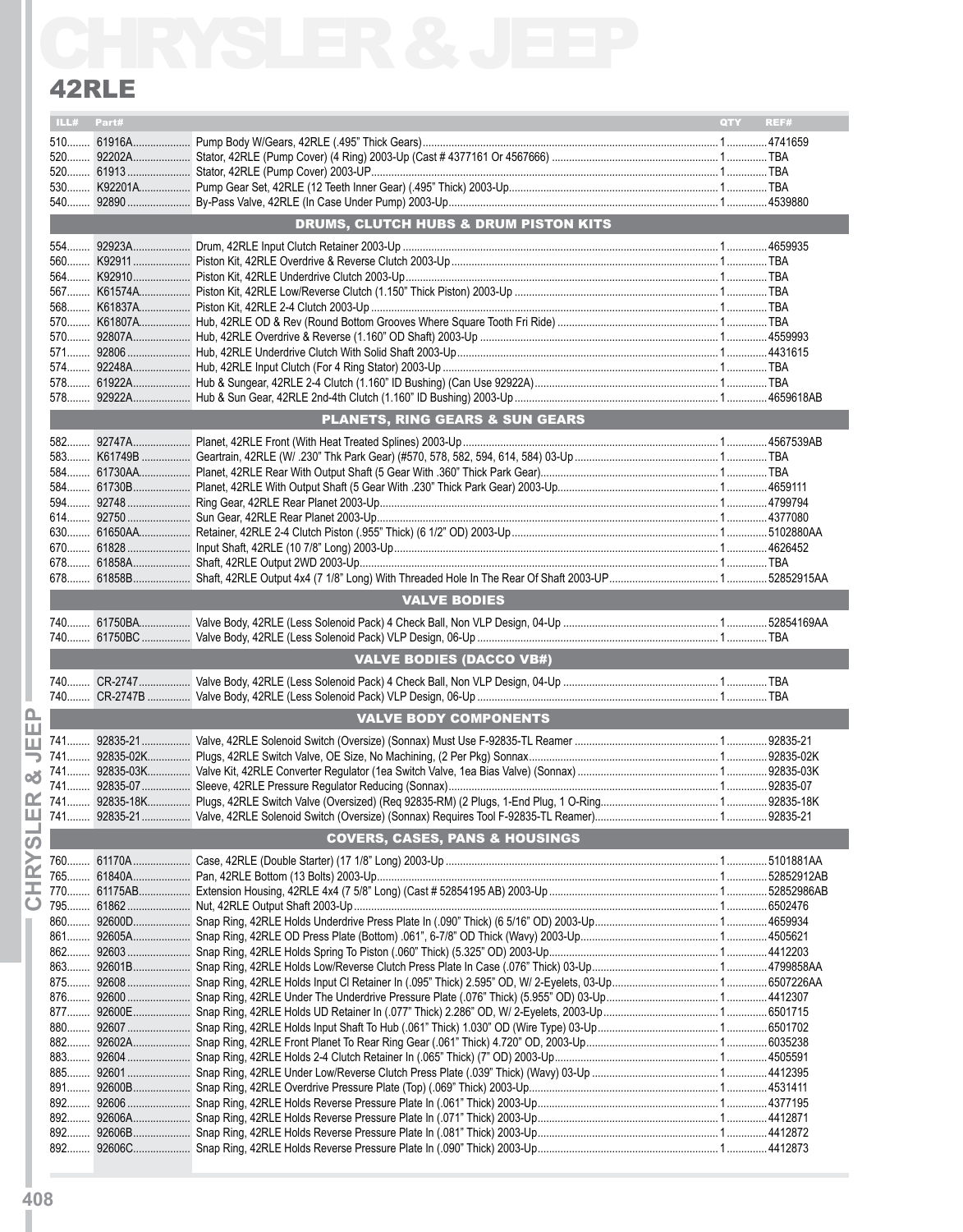# CHRYSLER & JEEP

## 42RLE

| ILL# | Part# | | QTY | REF# |
|---|---|---|---|---|
| 510 | 61916A | Pump Body W/Gears, 42RLE (.495" Thick Gears) | 1 | 4741659 |
| 520 | 92202A | Stator, 42RLE (Pump Cover) (4 Ring) 2003-Up (Cast # 4377161 Or 4567666) | 1 | TBA |
| 520 | 61913 | Stator, 42RLE (Pump Cover) 2003-UP | 1 | TBA |
| 530 | K92201A | Pump Gear Set, 42RLE (12 Teeth Inner Gear) (.495" Thick) 2003-Up | 1 | TBA |
| 540 | 92890 | By-Pass Valve, 42RLE (In Case Under Pump) 2003-Up | 1 | 4539880 |
| | | **DRUMS, CLUTCH HUBS & DRUM PISTON KITS** | | |
| 554 | 92923A | Drum, 42RLE Input Clutch Retainer 2003-Up | 1 | 4659935 |
| 560 | K92911 | Piston Kit, 42RLE Overdrive & Reverse Clutch 2003-Up | 1 | TBA |
| 564 | K92910 | Piston Kit, 42RLE Underdrive Clutch 2003-Up | 1 | TBA |
| 567 | K61574A | Piston Kit, 42RLE Low/Reverse Clutch (1.150" Thick Piston) 2003-Up | 1 | TBA |
| 568 | K61837A | Piston Kit, 42RLE 2-4 Clutch 2003-Up | 1 | TBA |
| 570 | K61807A | Hub, 42RLE OD & Rev (Round Bottom Grooves Where Square Tooth Fri Ride) | 1 | TBA |
| 570 | 92807A | Hub, 42RLE Overdrive & Reverse (1.160" OD Shaft) 2003-Up | 1 | 4559993 |
| 571 | 92806 | Hub, 42RLE Underdrive Clutch With Solid Shaft 2003-Up | 1 | 4431615 |
| 574 | 92248A | Hub, 42RLE Input Clutch (For 4 Ring Stator) 2003-Up | 1 | TBA |
| 578 | 61922A | Hub & Sungear, 42RLE 2-4 Clutch (1.160" ID Bushing) (Can Use 92922A) | 1 | TBA |
| 578 | 92922A | Hub & Sun Gear, 42RLE 2nd-4th Clutch (1.160" ID Bushing) 2003-Up | 1 | 4659618AB |
| | | **PLANETS, RING GEARS & SUN GEARS** | | |
| 582 | 92747A | Planet, 42RLE Front (With Heat Treated Splines) 2003-Up | 1 | 4567539AB |
| 583 | K61749B | Geartrain, 42RLE (W/ .230" Thk Park Gear) (#570, 578, 582, 594, 614, 584) 03-Up | 1 | TBA |
| 584 | 61730AA | Planet, 42RLE Rear With Output Shaft (5 Gear With .360" Thick Park Gear) | 1 | TBA |
| 584 | 61730B | Planet, 42RLE With Output Shaft (5 Gear With .230" Thick Park Gear) 2003-Up | 1 | 4659111 |
| 594 | 92748 | Ring Gear, 42RLE Rear Planet 2003-Up | 1 | 4799794 |
| 614 | 92750 | Sun Gear, 42RLE Rear Planet 2003-Up | 1 | 4377080 |
| 630 | 61650AA | Retainer, 42RLE 2-4 Clutch Piston (.955" Thick) (6 1/2" OD) 2003-Up | 1 | 5102880AA |
| 670 | 61828 | Input Shaft, 42RLE (10 7/8" Long) 2003-Up | 1 | 4626452 |
| 678 | 61858A | Shaft, 42RLE Output 2WD 2003-Up | 1 | TBA |
| 678 | 61858B | Shaft, 42RLE Output 4x4 (7 1/8" Long) With Threaded Hole In The Rear Of Shaft 2003-UP | 1 | 52852915AA |
| | | **VALVE BODIES** | | |
| 740 | 61750BA | Valve Body, 42RLE (Less Solenoid Pack) 4 Check Ball, Non VLP Design, 04-Up | 1 | 52854169AA |
| 740 | 61750BC | Valve Body, 42RLE (Less Solenoid Pack) VLP Design, 06-Up | 1 | TBA |
| | | **VALVE BODIES (DACCO VB#)** | | |
| 740 | CR-2747 | Valve Body, 42RLE (Less Solenoid Pack) 4 Check Ball, Non VLP Design, 04-Up | 1 | TBA |
| 740 | CR-2747B | Valve Body, 42RLE (Less Solenoid Pack) VLP Design, 06-Up | 1 | TBA |
| | | **VALVE BODY COMPONENTS** | | |
| 741 | 92835-21 | Valve, 42RLE Solenoid Switch (Oversize) (Sonnax) Must Use F-92835-TL Reamer | 1 | 92835-21 |
| 741 | 92835-02K | Plugs, 42RLE Switch Valve, OE Size, No Machining, (2 Per Pkg) Sonnax | 1 | 92835-02K |
| 741 | 92835-03K | Valve Kit, 42RLE Converter Regulator (1ea Switch Valve, 1ea Bias Valve) (Sonnax) | 1 | 92835-03K |
| 741 | 92835-07 | Sleeve, 42RLE Pressure Regulator Reducing (Sonnax) | 1 | 92835-07 |
| 741 | 92835-18K | Plugs, 42RLE Switch Valve (Oversized) (Req 92835-RM) (2 Plugs, 1-End Plug, 1 O-Ring | 1 | 92835-18K |
| 741 | 92835-21 | Valve, 42RLE Solenoid Switch (Oversize) (Sonnax) Requires Tool F-92835-TL Reamer) | 1 | 92835-21 |
| | | **COVERS, CASES, PANS & HOUSINGS** | | |
| 760 | 61170A | Case, 42RLE (Double Starter) (17 1/8" Long) 2003-Up | 1 | 5101881AA |
| 765 | 61840A | Pan, 42RLE Bottom (13 Bolts) 2003-Up | 1 | 52852912AB |
| 770 | 61175AB | Extension Housing, 42RLE 4x4 (7 5/8" Long) (Cast # 52854195 AB) 2003-Up | 1 | 52852986AB |
| 795 | 61862 | Nut, 42RLE Output Shaft 2003-Up | 1 | 6502476 |
| 860 | 92600D | Snap Ring, 42RLE Holds Underdrive Press Plate In (.090" Thick) (6 5/16" OD) 2003-Up | 1 | 4659934 |
| 861 | 92605A | Snap Ring, 42RLE OD Press Plate (Bottom) .061", 6-7/8" OD Thick (Wavy) 2003-Up | 1 | 4505621 |
| 862 | 92603 | Snap Ring, 42RLE Holds Spring To Piston (.060" Thick) (5.325" OD) 2003-Up | 1 | 4412203 |
| 863 | 92601B | Snap Ring, 42RLE Holds Low/Reverse Clutch Press Plate In Case (.076" Thick) 03-Up | 1 | 4799858AA |
| 875 | 92608 | Snap Ring, 42RLE Holds Input Cl Retainer In (.095" Thick) 2.595" OD, W/ 2-Eyelets, 03-Up | 1 | 6507226AA |
| 876 | 92600 | Snap Ring, 42RLE Under The Underdrive Pressure Plate (.076" Thick) (5.955" OD) 03-Up | 1 | 4412307 |
| 877 | 92600E | Snap Ring, 42RLE Holds UD Retainer In (.077" Thick) 2.286" OD, W/ 2-Eyelets, 2003-Up | 1 | 6501715 |
| 880 | 92607 | Snap Ring, 42RLE Holds Input Shaft To Hub (.061" Thick) 1.030" OD (Wire Type) 03-Up | 1 | 6501702 |
| 882 | 92602A | Snap Ring, 42RLE Front Planet To Rear Ring Gear (.061" Thick) 4.720" OD, 2003-Up | 1 | 6035238 |
| 883 | 92604 | Snap Ring, 42RLE Holds 2-4 Clutch Retainer In (.065" Thick) (7" OD) 2003-Up | 1 | 4505591 |
| 885 | 92601 | Snap Ring, 42RLE Under Low/Reverse Clutch Press Plate (.039" Thick) (Wavy) 03-Up | 1 | 4412395 |
| 891 | 92600B | Snap Ring, 42RLE Overdrive Pressure Plate (Top) (.069" Thick) 2003-Up | 1 | 4531411 |
| 892 | 92606 | Snap Ring, 42RLE Holds Reverse Pressure Plate In (.061" Thick) 2003-Up | 1 | 4377195 |
| 892 | 92606A | Snap Ring, 42RLE Holds Reverse Pressure Plate In (.071" Thick) 2003-Up | 1 | 4412871 |
| 892 | 92606B | Snap Ring, 42RLE Holds Reverse Pressure Plate In (.081" Thick) 2003-Up | 1 | 4412872 |
| 892 | 92606C | Snap Ring, 42RLE Holds Reverse Pressure Plate In (.090" Thick) 2003-Up | 1 | 4412873 |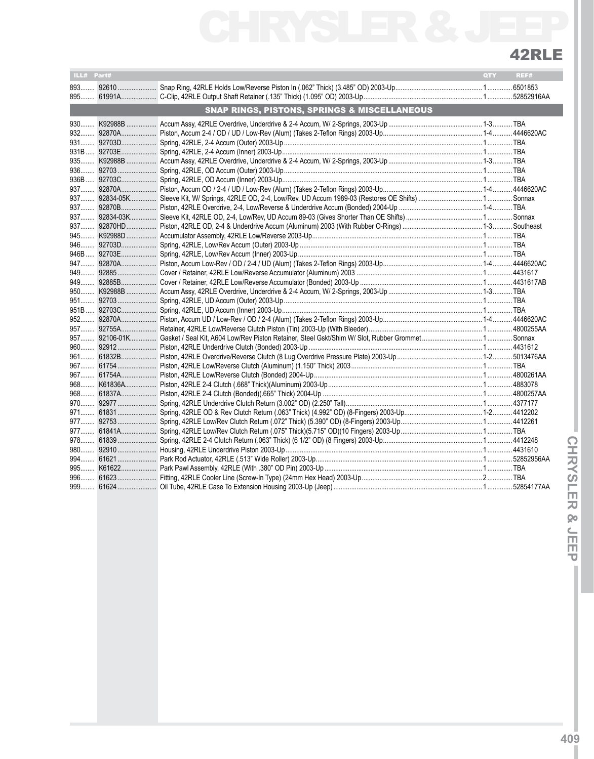# CHRYSLER & JEEP

## 42RLE

| ILL# | Part# | | QTY | REF# |
|---|---|---|---|---|
| 893 | 92610 | Snap Ring, 42RLE Holds Low/Reverse Piston In (.062" Thick) (3.485" OD) 2003-Up | 1 | 6501853 |
| 895 | 61991A | C-Clip, 42RLE Output Shaft Retainer (.135" Thick) (1.095" OD) 2003-Up | 1 | 52852916AA |
| | | **SNAP RINGS, PISTONS, SPRINGS & MISCELLANEOUS** | | |
| 930 | K92988B | Accum Assy, 42RLE Overdrive, Underdrive & 2-4 Accum, W/ 2-Springs, 2003-Up | 1-3 | TBA |
| 932 | 92870A | Piston, Accum 2-4 / OD / UD / Low-Rev (Alum) (Takes 2-Teflon Rings) 2003-Up | 1-4 | 4446620AC |
| 931 | 92703D | Spring, 42RLE, 2-4 Accum (Outer) 2003-Up | 1 | TBA |
| 931B | 92703E | Spring, 42RLE, 2-4 Accum (Inner) 2003-Up | 1 | TBA |
| 935 | K92988B | Accum Assy, 42RLE Overdrive, Underdrive & 2-4 Accum, W/ 2-Springs, 2003-Up | 1-3 | TBA |
| 936 | 92703 | Spring, 42RLE, OD Accum (Outer) 2003-Up | 1 | TBA |
| 936B | 92703C | Spring, 42RLE, OD Accum (Inner) 2003-Up | 1 | TBA |
| 937 | 92870A | Piston, Accum OD / 2-4 / UD / Low-Rev (Alum) (Takes 2-Teflon Rings) 2003-Up | 1-4 | 4446620AC |
| 937 | 92834-05K | Sleeve Kit, W/ Springs, 42RLE OD, 2-4, Low/Rev, UD Accum 1989-03 (Restores OE Shifts) | 1 | Sonnax |
| 937 | 92870B | Piston, 42RLE Overdrive, 2-4, Low/Reverse & Underdrive Accum (Bonded) 2004-Up | 1-4 | TBA |
| 937 | 92834-03K | Sleeve Kit, 42RLE OD, 2-4, Low/Rev, UD Accum 89-03 (Gives Shorter Than OE Shifts) | 1 | Sonnax |
| 937 | 92870HD | Piston, 42RLE OD, 2-4 & Underdrive Accum (Aluminum) 2003 (With Rubber O-Rings) | 1-3 | Southeast |
| 945 | K92988D | Accumulator Assembly, 42RLE Low/Reverse 2003-Up | 1 | TBA |
| 946 | 92703D | Spring, 42RLE, Low/Rev Accum (Outer) 2003-Up | 1 | TBA |
| 946B | 92703E | Spring, 42RLE, Low/Rev Accum (Inner) 2003-Up | 1 | TBA |
| 947 | 92870A | Piston, Accum Low-Rev / OD / 2-4 / UD (Alum) (Takes 2-Teflon Rings) 2003-Up | 1-4 | 4446620AC |
| 949 | 92885 | Cover / Retainer, 42RLE Low/Reverse Accumulator (Aluminum) 2003 | 1 | 4431617 |
| 949 | 92885B | Cover / Retainer, 42RLE Low/Reverse Accumulator (Bonded) 2003-Up | 1 | 4431617AB |
| 950 | K92988B | Accum Assy, 42RLE Overdrive, Underdrive & 2-4 Accum, W/ 2-Springs, 2003-Up | 1-3 | TBA |
| 951 | 92703 | Spring, 42RLE, UD Accum (Outer) 2003-Up | 1 | TBA |
| 951B | 92703C | Spring, 42RLE, UD Accum (Inner) 2003-Up | 1 | TBA |
| 952 | 92870A | Piston, Accum UD / Low-Rev / OD / 2-4 (Alum) (Takes 2-Teflon Rings) 2003-Up | 1-4 | 4446620AC |
| 957 | 92755A | Retainer, 42RLE Low/Reverse Clutch Piston (Tin) 2003-Up (With Bleeder) | 1 | 4800255AA |
| 957 | 92106-01K | Gasket / Seal Kit, A604 Low/Rev Piston Retainer, Steel Gskt/Shim W/ Slot, Rubber Grommet | 1 | Sonnax |
| 960 | 92912 | Piston, 42RLE Underdrive Clutch (Bonded) 2003-Up | 1 | 4431612 |
| 961 | 61832B | Piston, 42RLE Overdrive/Reverse Clutch (8 Lug Overdrive Pressure Plate) 2003-Up | 1-2 | 5013476AA |
| 967 | 61754 | Piston, 42RLE Low/Reverse Clutch (Aluminum) (1.150" Thick) 2003 | 1 | TBA |
| 967 | 61754A | Piston, 42RLE Low/Reverse Clutch (Bonded) 2004-Up | 1 | 4800261AA |
| 968 | K61836A | Piston, 42RLE 2-4 Clutch (.668" Thick)(Aluminum) 2003-Up | 1 | 4883078 |
| 968 | 61837A | Piston, 42RLE 2-4 Clutch (Bonded)(.665" Thick) 2004-Up | 1 | 4800257AA |
| 970 | 92977 | Spring, 42RLE Underdrive Clutch Return (3.002" OD) (2.250" Tall) | 1 | 4377177 |
| 971 | 61831 | Spring, 42RLE OD & Rev Clutch Return (.063" Thick) (4.992" OD) (8-Fingers) 2003-Up | 1-2 | 4412202 |
| 977 | 92753 | Spring, 42RLE Low/Rev Clutch Return (.072" Thick) (5.390" OD) (8-Fingers) 2003-Up | 1 | 4412261 |
| 977 | 61841A | Spring, 42RLE Low/Rev Clutch Return (.075" Thick)(5.715" OD)(10 Fingers) 2003-Up | 1 | TBA |
| 978 | 61839 | Spring, 42RLE 2-4 Clutch Return (.063" Thick) (6 1/2" OD) (8 Fingers) 2003-Up | 1 | 4412248 |
| 980 | 92910 | Housing, 42RLE Underdrive Piston 2003-Up | 1 | 4431610 |
| 994 | 61621 | Park Rod Actuator, 42RLE (.513" Wide Roller) 2003-Up | 1 | 52852956AA |
| 995 | K61622 | Park Pawl Assembly, 42RLE (With .380" OD Pin) 2003-Up | 1 | TBA |
| 996 | 61623 | Fitting, 42RLE Cooler Line (Screw-In Type) (24mm Hex Head) 2003-Up | 2 | TBA |
| 999 | 61624 | Oil Tube, 42RLE Case To Extension Housing 2003-Up (Jeep) | 1 | 52854177AA |